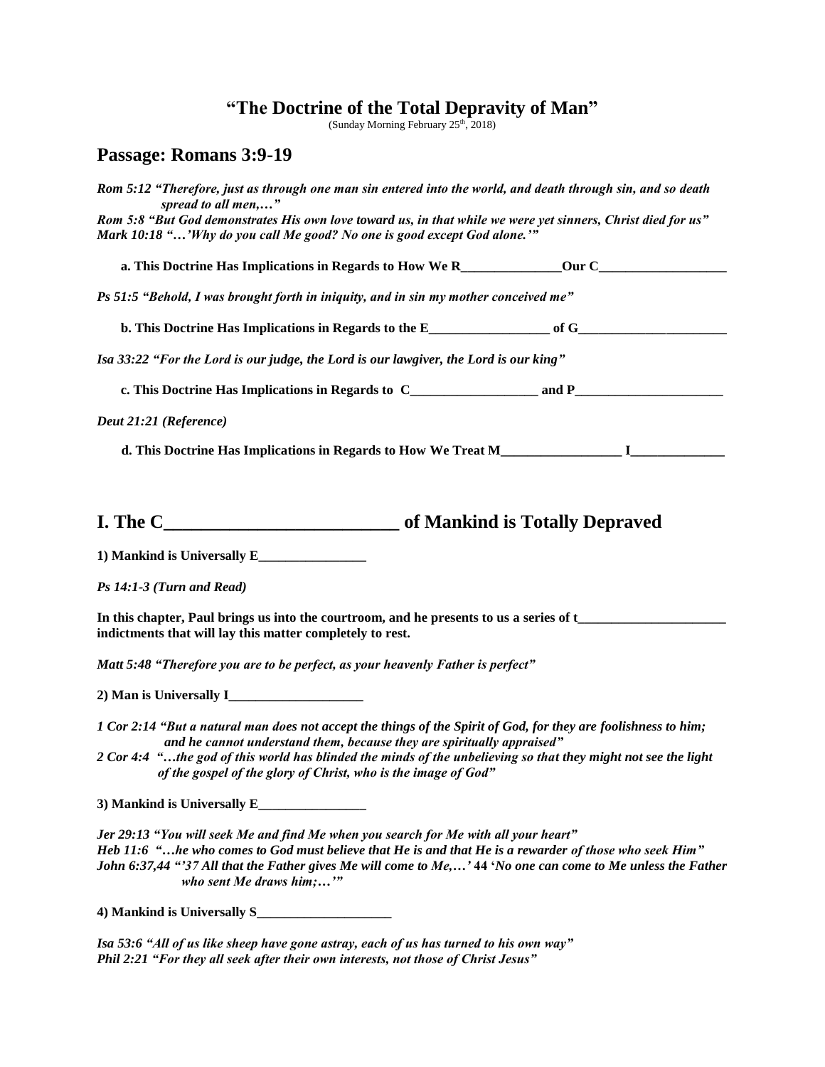# "The Doctrine of the Total Depravity of Man"

(Sunday Morning February 25th, 2018)

## Passage: Romans 3:9-19

***Rom 5:12 "Therefore, just as through one man sin entered into the world, and death through sin, and so death spread to all men,…"***
***Rom 5:8 "But God demonstrates His own love toward us, in that while we were yet sinners, Christ died for us"***
***Mark 10:18 "…'Why do you call Me good? No one is good except God alone.'"***

**a. This Doctrine Has Implications in Regards to How We R_______________Our C___________________**

***Ps 51:5 "Behold, I was brought forth in iniquity, and in sin my mother conceived me"***

**b. This Doctrine Has Implications in Regards to the E__________________ of G______________________**

***Isa 33:22 "For the Lord is our judge, the Lord is our lawgiver, the Lord is our king"***

**c. This Doctrine Has Implications in Regards to C___________________ and P______________________**

***Deut 21:21 (Reference)***

**d. This Doctrine Has Implications in Regards to How We Treat M__________________ I______________**

## I. The C__________________________ of Mankind is Totally Depraved

**1) Mankind is Universally E________________**

***Ps 14:1-3 (Turn and Read)***

**In this chapter, Paul brings us into the courtroom, and he presents to us a series of t______________________ indictments that will lay this matter completely to rest.**

***Matt 5:48 "Therefore you are to be perfect, as your heavenly Father is perfect"***

**2) Man is Universally I____________________**

***1 Cor 2:14 "But a natural man does not accept the things of the Spirit of God, for they are foolishness to him; and he cannot understand them, because they are spiritually appraised"***
***2 Cor 4:4 "…the god of this world has blinded the minds of the unbelieving so that they might not see the light of the gospel of the glory of Christ, who is the image of God"***

**3) Mankind is Universally E________________**

***Jer 29:13 "You will seek Me and find Me when you search for Me with all your heart"***
***Heb 11:6 "…he who comes to God must believe that He is and that He is a rewarder of those who seek Him"***
***John 6:37,44 "'37 All that the Father gives Me will come to Me,…' 44 'No one can come to Me unless the Father who sent Me draws him;…'"***

**4) Mankind is Universally S____________________**

***Isa 53:6 "All of us like sheep have gone astray, each of us has turned to his own way"***
***Phil 2:21 "For they all seek after their own interests, not those of Christ Jesus"***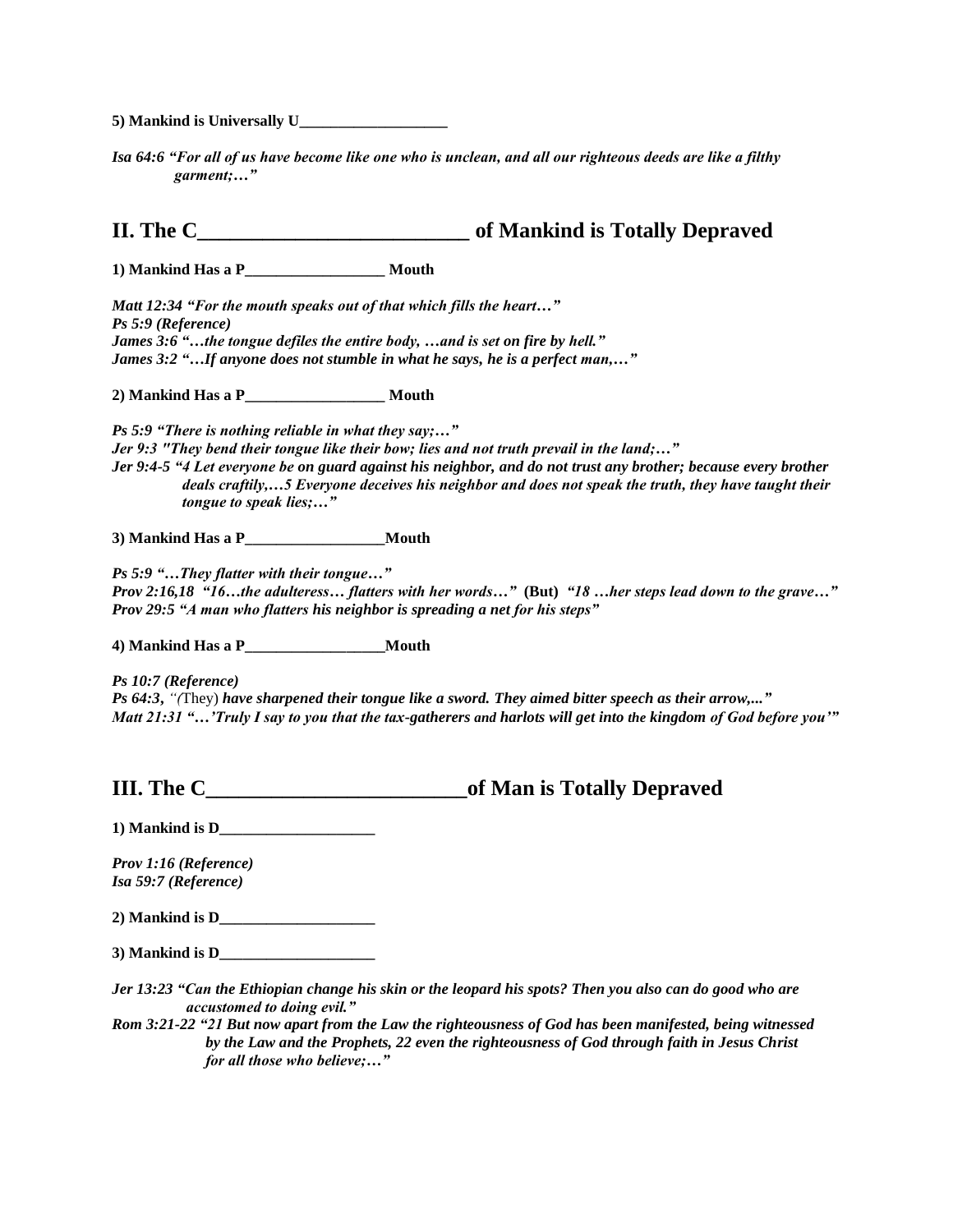**5) Mankind is Universally U___________________**

***Isa 64:6 "For all of us have become like one who is unclean, and all our righteous deeds are like a filthy garment;…"***

## II. The C_________________________ of Mankind is Totally Depraved

**1) Mankind Has a P_________________ Mouth**

***Matt 12:34 "For the mouth speaks out of that which fills the heart…"***
***Ps 5:9 (Reference)***
***James 3:6 "…the tongue defiles the entire body, …and is set on fire by hell."***
***James 3:2 "…If anyone does not stumble in what he says, he is a perfect man,…"***

**2) Mankind Has a P_________________ Mouth**

***Ps 5:9 "There is nothing reliable in what they say;…"***
***Jer 9:3 "They bend their tongue like their bow; lies and not truth prevail in the land;…"***
***Jer 9:4-5 "4 Let everyone be on guard against his neighbor, and do not trust any brother; because every brother deals craftily,…5 Everyone deceives his neighbor and does not speak the truth, they have taught their tongue to speak lies;…"***

**3) Mankind Has a P_________________Mouth**

***Ps 5:9 "…They flatter with their tongue…"***
***Prov 2:16,18 "16…the adulteress… flatters with her words…"*** **(But)** ***"18 …her steps lead down to the grave…"***
***Prov 29:5 "A man who flatters his neighbor is spreading a net for his steps"***

**4) Mankind Has a P_________________Mouth**

***Ps 10:7 (Reference)***
***Ps 64:3, "(They) have sharpened their tongue like a sword. They aimed bitter speech as their arrow,..."***
***Matt 21:31 "…'Truly I say to you that the tax-gatherers and harlots will get into the kingdom of God before you'"***

## III. The C________________________of Man is Totally Depraved

**1) Mankind is D___________________**

***Prov 1:16 (Reference)***
***Isa 59:7 (Reference)***

**2) Mankind is D___________________**

**3) Mankind is D___________________**

***Jer 13:23 "Can the Ethiopian change his skin or the leopard his spots? Then you also can do good who are accustomed to doing evil."***
***Rom 3:21-22 "21 But now apart from the Law the righteousness of God has been manifested, being witnessed by the Law and the Prophets, 22 even the righteousness of God through faith in Jesus Christ for all those who believe;…"***